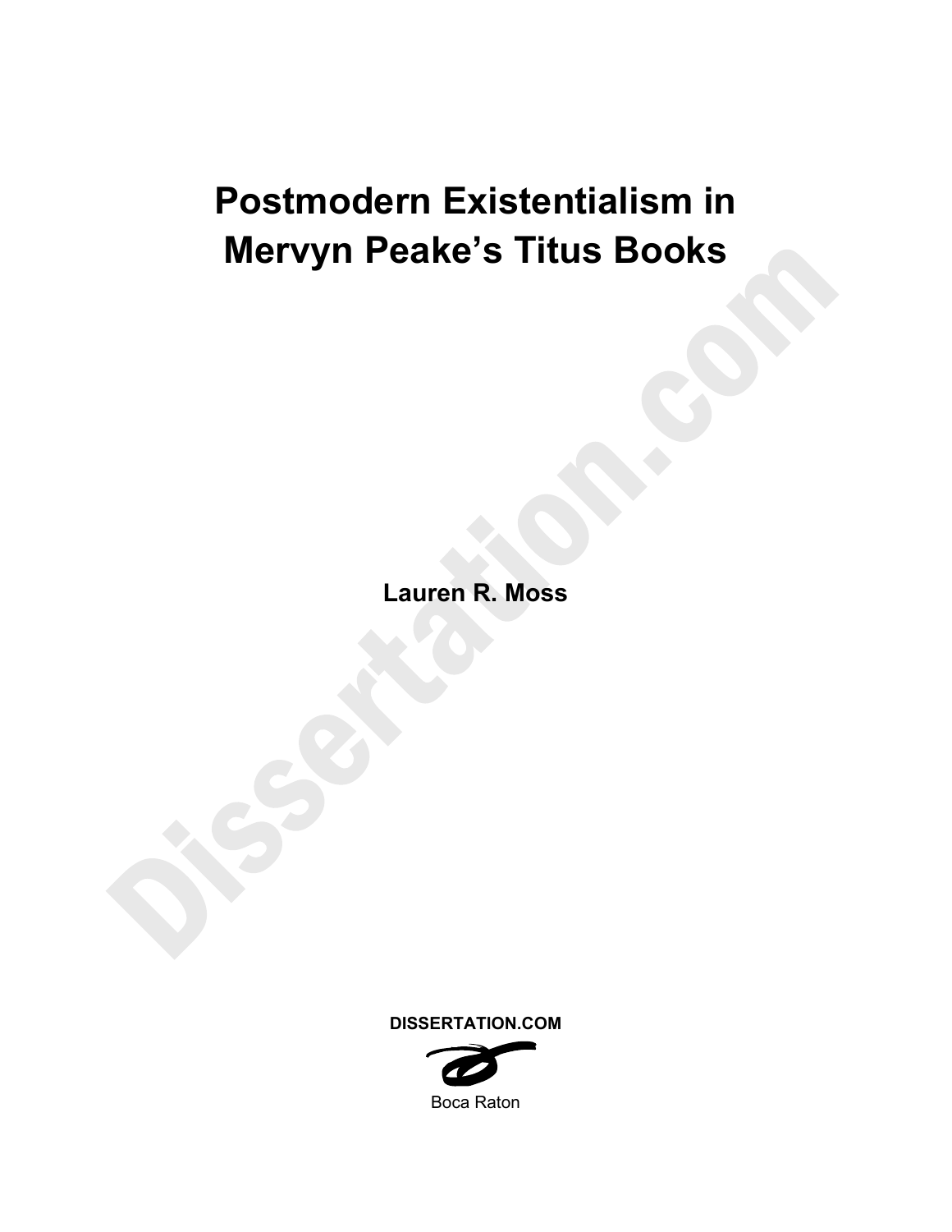# Postmodern Existentialism in Mervyn Peake's Titus Books

**Lauren R. Moss**

**DISSERTATION.COM**

Boca Raton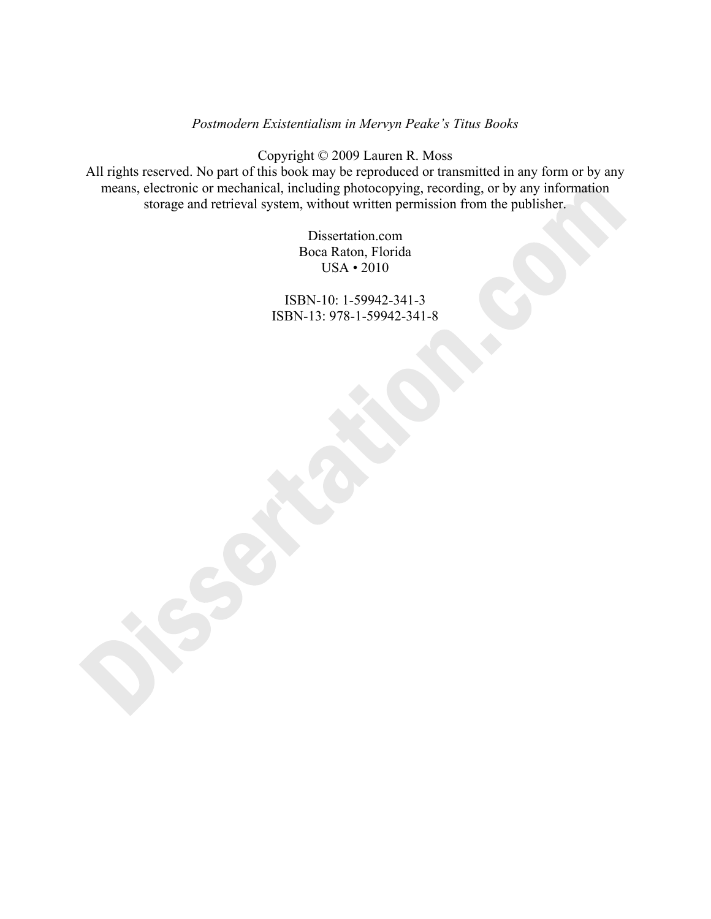*Postmodern Existentialism in Mervyn Peake's Titus Books*

Copyright © 2009 Lauren R. Moss
All rights reserved. No part of this book may be reproduced or transmitted in any form or by any means, electronic or mechanical, including photocopying, recording, or by any information storage and retrieval system, without written permission from the publisher.

Dissertation.com
Boca Raton, Florida
USA • 2010

ISBN-10: 1-59942-341-3
ISBN-13: 978-1-59942-341-8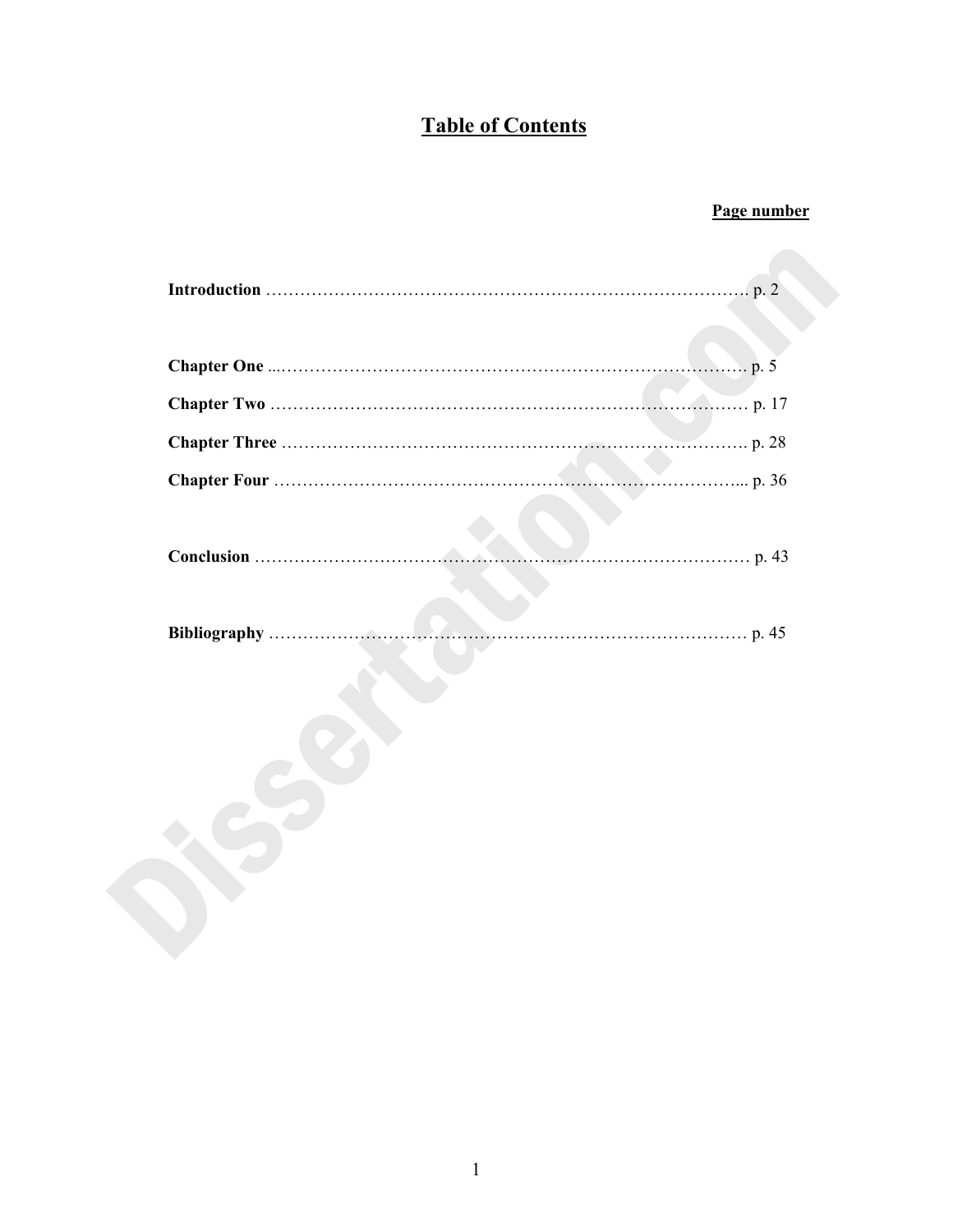# Table of Contents

**Page number**

**Introduction** ………………………………………………………………………….. p. 2

**Chapter One** ...…………………………………………………………………….. p. 5

**Chapter Two** ……………………………………………………………………… p. 17

**Chapter Three** …………………………………………………………………….. p. 28

**Chapter Four** ……………………………………………………………………... p. 36

**Conclusion** ………………………………………………………………………… p. 43

**Bibliography** ……………………………………………………………………… p. 45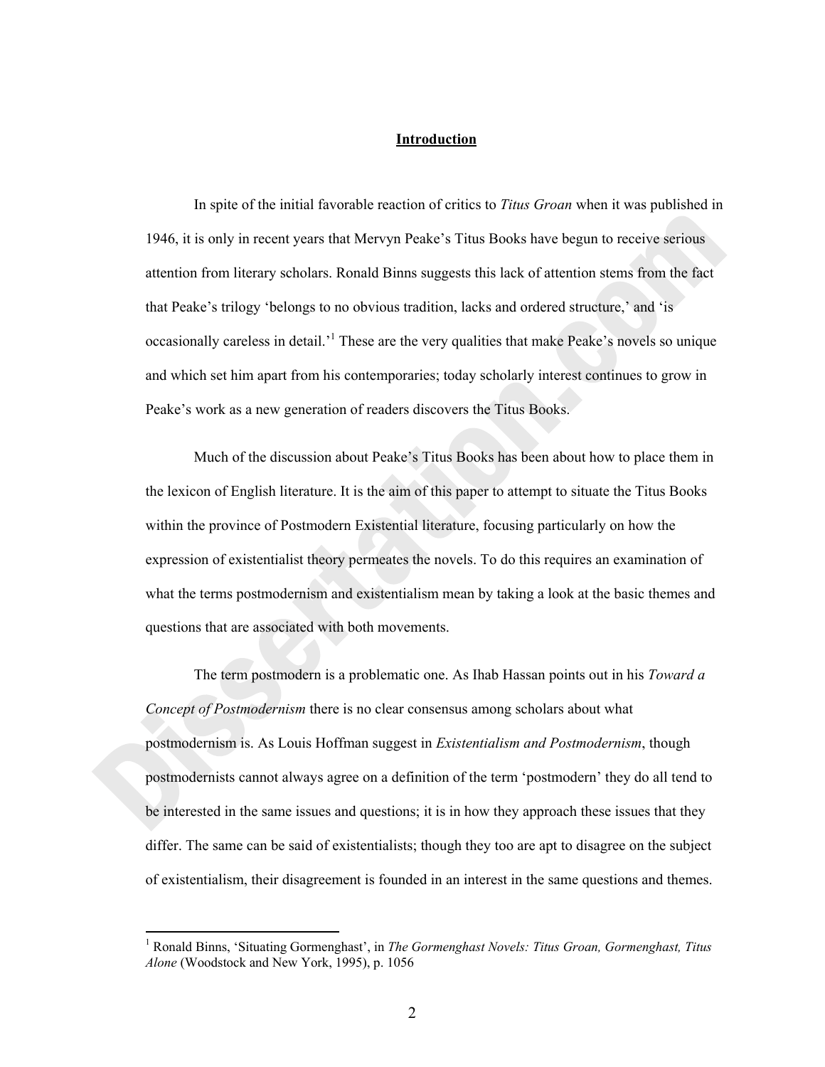## Introduction

In spite of the initial favorable reaction of critics to *Titus Groan* when it was published in 1946, it is only in recent years that Mervyn Peake's Titus Books have begun to receive serious attention from literary scholars. Ronald Binns suggests this lack of attention stems from the fact that Peake's trilogy 'belongs to no obvious tradition, lacks and ordered structure,' and 'is occasionally careless in detail.'[1] These are the very qualities that make Peake's novels so unique and which set him apart from his contemporaries; today scholarly interest continues to grow in Peake's work as a new generation of readers discovers the Titus Books.

Much of the discussion about Peake's Titus Books has been about how to place them in the lexicon of English literature. It is the aim of this paper to attempt to situate the Titus Books within the province of Postmodern Existential literature, focusing particularly on how the expression of existentialist theory permeates the novels. To do this requires an examination of what the terms postmodernism and existentialism mean by taking a look at the basic themes and questions that are associated with both movements.

The term postmodern is a problematic one. As Ihab Hassan points out in his *Toward a Concept of Postmodernism* there is no clear consensus among scholars about what postmodernism is. As Louis Hoffman suggest in *Existentialism and Postmodernism*, though postmodernists cannot always agree on a definition of the term 'postmodern' they do all tend to be interested in the same issues and questions; it is in how they approach these issues that they differ. The same can be said of existentialists; though they too are apt to disagree on the subject of existentialism, their disagreement is founded in an interest in the same questions and themes.

---

[1] Ronald Binns, 'Situating Gormenghast', in *The Gormenghast Novels: Titus Groan, Gormenghast, Titus Alone* (Woodstock and New York, 1995), p. 1056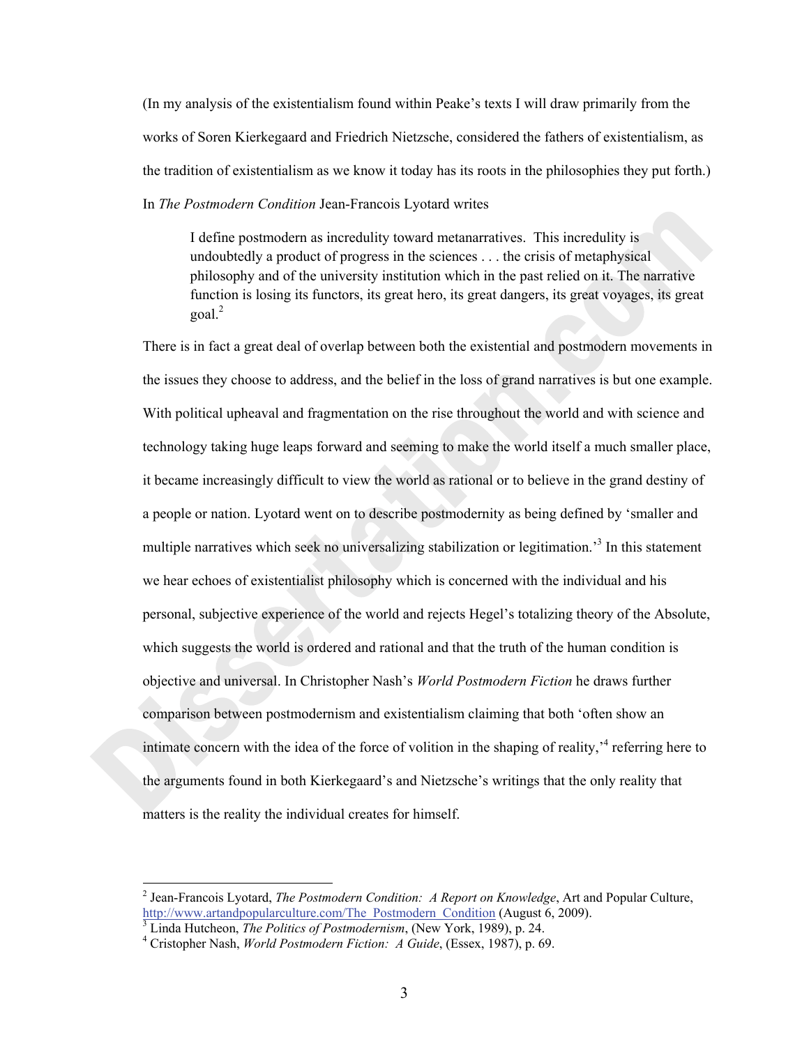(In my analysis of the existentialism found within Peake's texts I will draw primarily from the works of Soren Kierkegaard and Friedrich Nietzsche, considered the fathers of existentialism, as the tradition of existentialism as we know it today has its roots in the philosophies they put forth.) In *The Postmodern Condition* Jean-Francois Lyotard writes

> I define postmodern as incredulity toward metanarratives. This incredulity is undoubtedly a product of progress in the sciences . . . the crisis of metaphysical philosophy and of the university institution which in the past relied on it. The narrative function is losing its functors, its great hero, its great dangers, its great voyages, its great goal.[2]

There is in fact a great deal of overlap between both the existential and postmodern movements in the issues they choose to address, and the belief in the loss of grand narratives is but one example. With political upheaval and fragmentation on the rise throughout the world and with science and technology taking huge leaps forward and seeming to make the world itself a much smaller place, it became increasingly difficult to view the world as rational or to believe in the grand destiny of a people or nation. Lyotard went on to describe postmodernity as being defined by 'smaller and multiple narratives which seek no universalizing stabilization or legitimation.'[3] In this statement we hear echoes of existentialist philosophy which is concerned with the individual and his personal, subjective experience of the world and rejects Hegel's totalizing theory of the Absolute, which suggests the world is ordered and rational and that the truth of the human condition is objective and universal. In Christopher Nash's *World Postmodern Fiction* he draws further comparison between postmodernism and existentialism claiming that both 'often show an intimate concern with the idea of the force of volition in the shaping of reality,'[4] referring here to the arguments found in both Kierkegaard's and Nietzsche's writings that the only reality that matters is the reality the individual creates for himself.

---

[2] Jean-Francois Lyotard, *The Postmodern Condition: A Report on Knowledge*, Art and Popular Culture, http://www.artandpopularculture.com/The_Postmodern_Condition (August 6, 2009).

[3] Linda Hutcheon, *The Politics of Postmodernism*, (New York, 1989), p. 24.

[4] Cristopher Nash, *World Postmodern Fiction: A Guide*, (Essex, 1987), p. 69.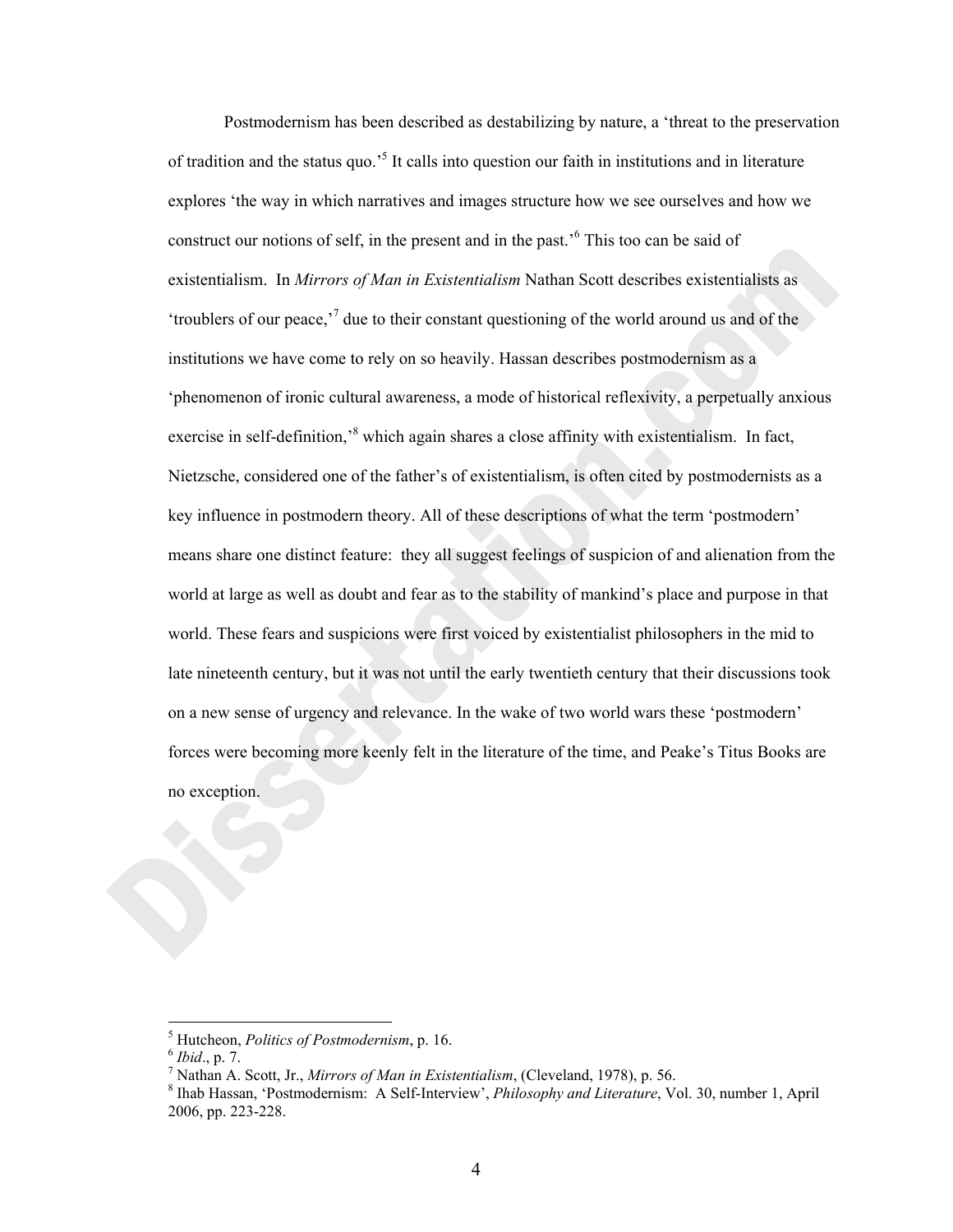Postmodernism has been described as destabilizing by nature, a 'threat to the preservation of tradition and the status quo.'[5] It calls into question our faith in institutions and in literature explores 'the way in which narratives and images structure how we see ourselves and how we construct our notions of self, in the present and in the past.'[6] This too can be said of existentialism. In *Mirrors of Man in Existentialism* Nathan Scott describes existentialists as 'troublers of our peace,'[7] due to their constant questioning of the world around us and of the institutions we have come to rely on so heavily. Hassan describes postmodernism as a 'phenomenon of ironic cultural awareness, a mode of historical reflexivity, a perpetually anxious exercise in self-definition,'[8] which again shares a close affinity with existentialism. In fact, Nietzsche, considered one of the father's of existentialism, is often cited by postmodernists as a key influence in postmodern theory. All of these descriptions of what the term 'postmodern' means share one distinct feature: they all suggest feelings of suspicion of and alienation from the world at large as well as doubt and fear as to the stability of mankind's place and purpose in that world. These fears and suspicions were first voiced by existentialist philosophers in the mid to late nineteenth century, but it was not until the early twentieth century that their discussions took on a new sense of urgency and relevance. In the wake of two world wars these 'postmodern' forces were becoming more keenly felt in the literature of the time, and Peake's Titus Books are no exception.

---

[5] Hutcheon, *Politics of Postmodernism*, p. 16.

[6] *Ibid*., p. 7.

[7] Nathan A. Scott, Jr., *Mirrors of Man in Existentialism*, (Cleveland, 1978), p. 56.

[8] Ihab Hassan, 'Postmodernism: A Self-Interview', *Philosophy and Literature*, Vol. 30, number 1, April 2006, pp. 223-228.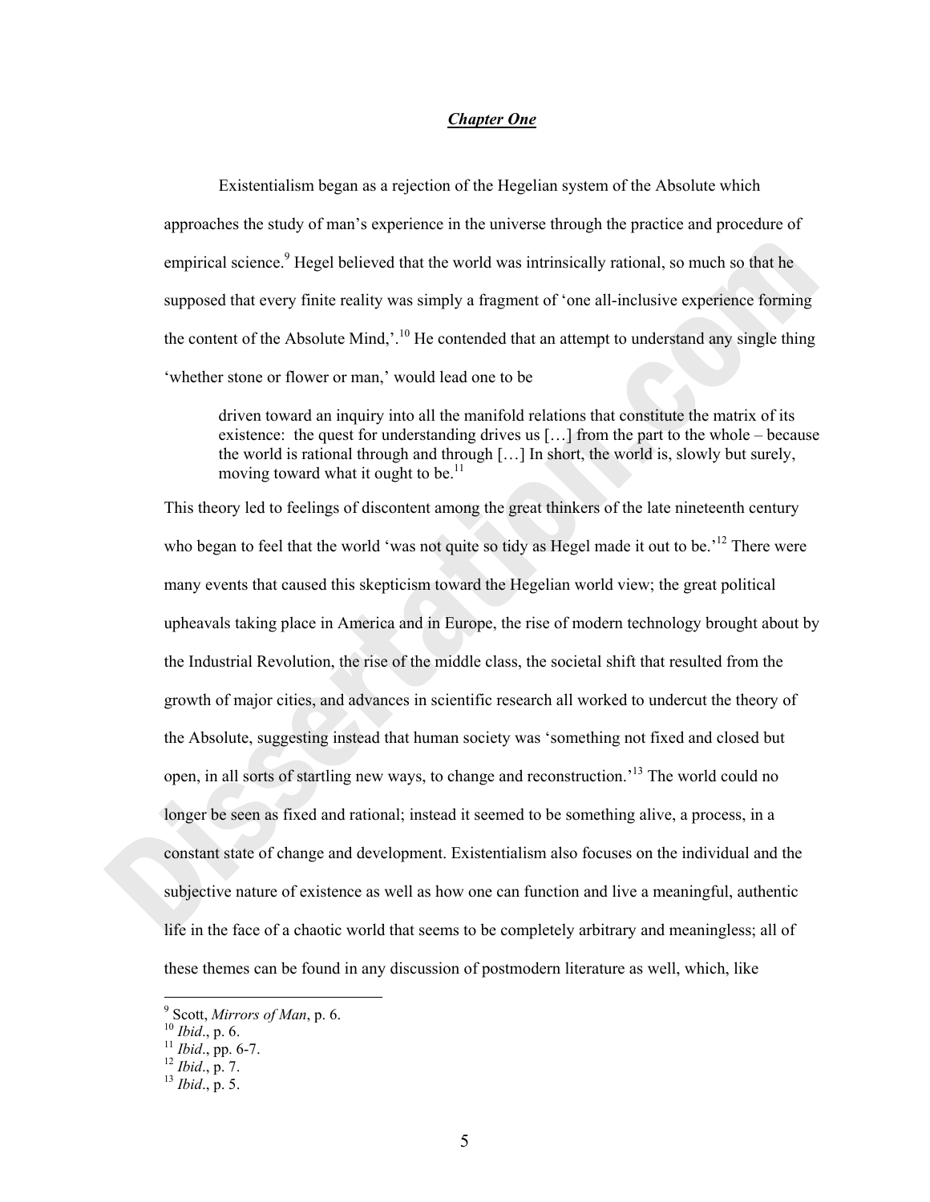## *Chapter One*

Existentialism began as a rejection of the Hegelian system of the Absolute which approaches the study of man's experience in the universe through the practice and procedure of empirical science.[9] Hegel believed that the world was intrinsically rational, so much so that he supposed that every finite reality was simply a fragment of 'one all-inclusive experience forming the content of the Absolute Mind,'.[10] He contended that an attempt to understand any single thing 'whether stone or flower or man,' would lead one to be

> driven toward an inquiry into all the manifold relations that constitute the matrix of its existence: the quest for understanding drives us […] from the part to the whole – because the world is rational through and through […] In short, the world is, slowly but surely, moving toward what it ought to be.[11]

This theory led to feelings of discontent among the great thinkers of the late nineteenth century who began to feel that the world 'was not quite so tidy as Hegel made it out to be.'[12] There were many events that caused this skepticism toward the Hegelian world view; the great political upheavals taking place in America and in Europe, the rise of modern technology brought about by the Industrial Revolution, the rise of the middle class, the societal shift that resulted from the growth of major cities, and advances in scientific research all worked to undercut the theory of the Absolute, suggesting instead that human society was 'something not fixed and closed but open, in all sorts of startling new ways, to change and reconstruction.'[13] The world could no longer be seen as fixed and rational; instead it seemed to be something alive, a process, in a constant state of change and development. Existentialism also focuses on the individual and the subjective nature of existence as well as how one can function and live a meaningful, authentic life in the face of a chaotic world that seems to be completely arbitrary and meaningless; all of these themes can be found in any discussion of postmodern literature as well, which, like

---

[9] Scott, *Mirrors of Man*, p. 6.
[10] *Ibid*., p. 6.
[11] *Ibid*., pp. 6-7.
[12] *Ibid*., p. 7.
[13] *Ibid*., p. 5.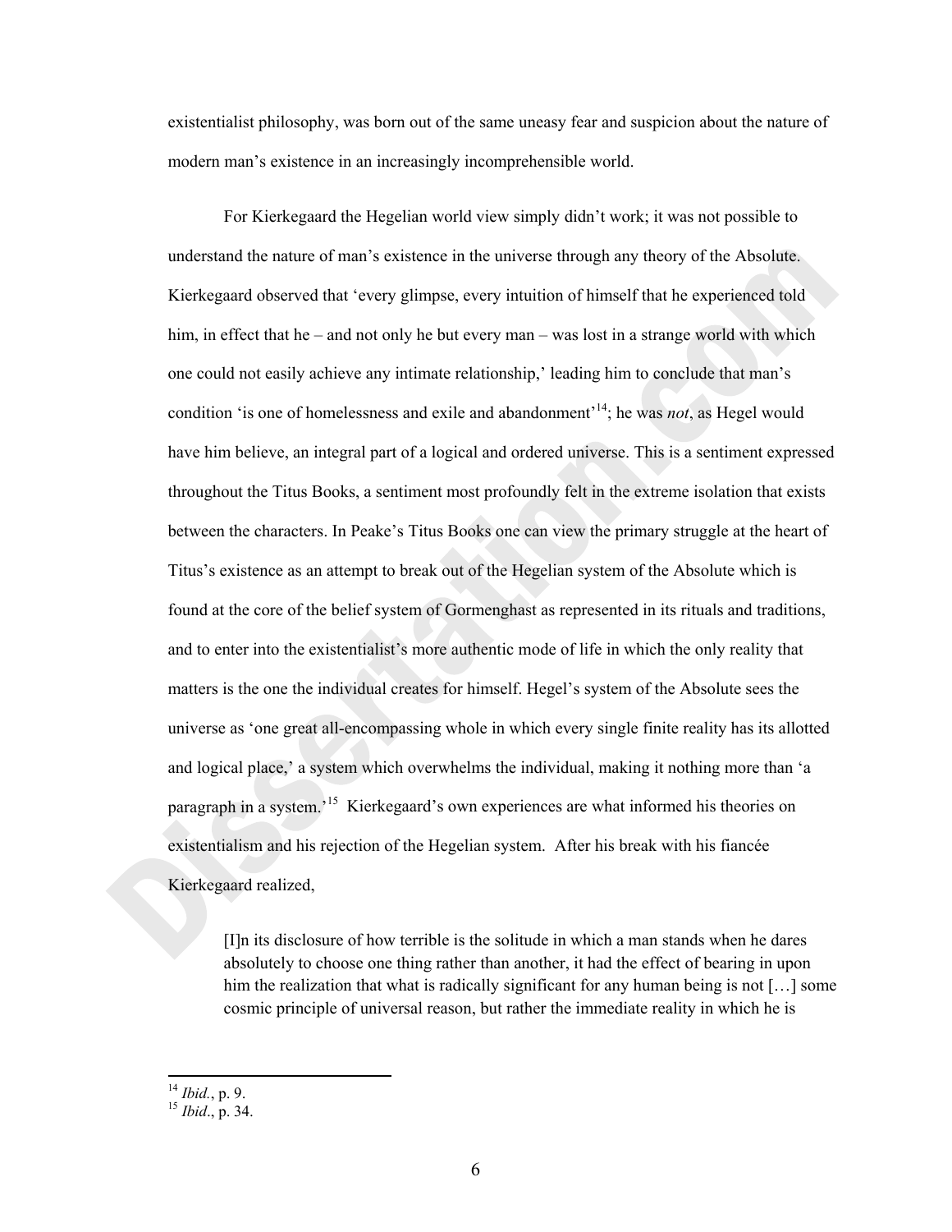existentialist philosophy, was born out of the same uneasy fear and suspicion about the nature of modern man's existence in an increasingly incomprehensible world.

For Kierkegaard the Hegelian world view simply didn't work; it was not possible to understand the nature of man's existence in the universe through any theory of the Absolute. Kierkegaard observed that 'every glimpse, every intuition of himself that he experienced told him, in effect that he – and not only he but every man – was lost in a strange world with which one could not easily achieve any intimate relationship,' leading him to conclude that man's condition 'is one of homelessness and exile and abandonment'[14]; he was *not*, as Hegel would have him believe, an integral part of a logical and ordered universe. This is a sentiment expressed throughout the Titus Books, a sentiment most profoundly felt in the extreme isolation that exists between the characters. In Peake's Titus Books one can view the primary struggle at the heart of Titus's existence as an attempt to break out of the Hegelian system of the Absolute which is found at the core of the belief system of Gormenghast as represented in its rituals and traditions, and to enter into the existentialist's more authentic mode of life in which the only reality that matters is the one the individual creates for himself. Hegel's system of the Absolute sees the universe as 'one great all-encompassing whole in which every single finite reality has its allotted and logical place,' a system which overwhelms the individual, making it nothing more than 'a paragraph in a system.'[15] Kierkegaard's own experiences are what informed his theories on existentialism and his rejection of the Hegelian system. After his break with his fiancée Kierkegaard realized,

> [I]n its disclosure of how terrible is the solitude in which a man stands when he dares absolutely to choose one thing rather than another, it had the effect of bearing in upon him the realization that what is radically significant for any human being is not […] some cosmic principle of universal reason, but rather the immediate reality in which he is

---

[14] *Ibid.*, p. 9.
[15] *Ibid.*, p. 34.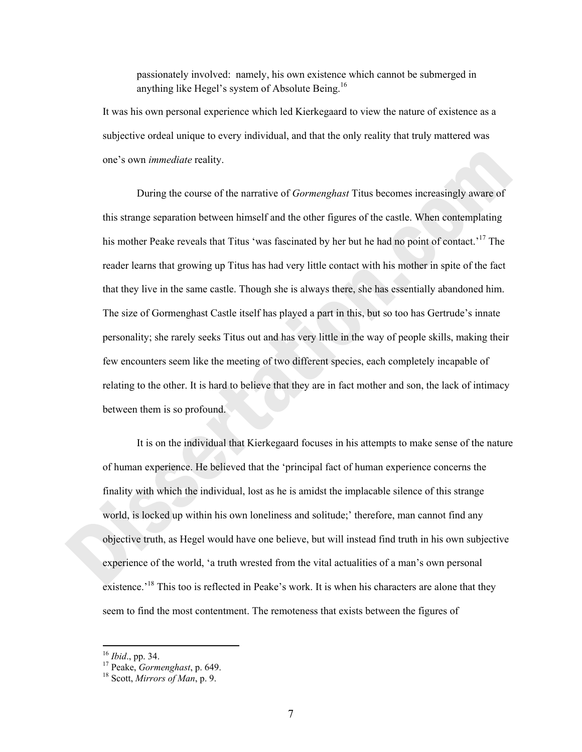> passionately involved: namely, his own existence which cannot be submerged in anything like Hegel's system of Absolute Being.[16]

It was his own personal experience which led Kierkegaard to view the nature of existence as a subjective ordeal unique to every individual, and that the only reality that truly mattered was one's own *immediate* reality.

During the course of the narrative of *Gormenghast* Titus becomes increasingly aware of this strange separation between himself and the other figures of the castle. When contemplating his mother Peake reveals that Titus 'was fascinated by her but he had no point of contact.'[17] The reader learns that growing up Titus has had very little contact with his mother in spite of the fact that they live in the same castle. Though she is always there, she has essentially abandoned him. The size of Gormenghast Castle itself has played a part in this, but so too has Gertrude's innate personality; she rarely seeks Titus out and has very little in the way of people skills, making their few encounters seem like the meeting of two different species, each completely incapable of relating to the other. It is hard to believe that they are in fact mother and son, the lack of intimacy between them is so profound.

It is on the individual that Kierkegaard focuses in his attempts to make sense of the nature of human experience. He believed that the 'principal fact of human experience concerns the finality with which the individual, lost as he is amidst the implacable silence of this strange world, is locked up within his own loneliness and solitude;' therefore, man cannot find any objective truth, as Hegel would have one believe, but will instead find truth in his own subjective experience of the world, 'a truth wrested from the vital actualities of a man's own personal existence.'[18] This too is reflected in Peake's work. It is when his characters are alone that they seem to find the most contentment. The remoteness that exists between the figures of

---

[16] *Ibid*., pp. 34.
[17] Peake, *Gormenghast*, p. 649.
[18] Scott, *Mirrors of Man*, p. 9.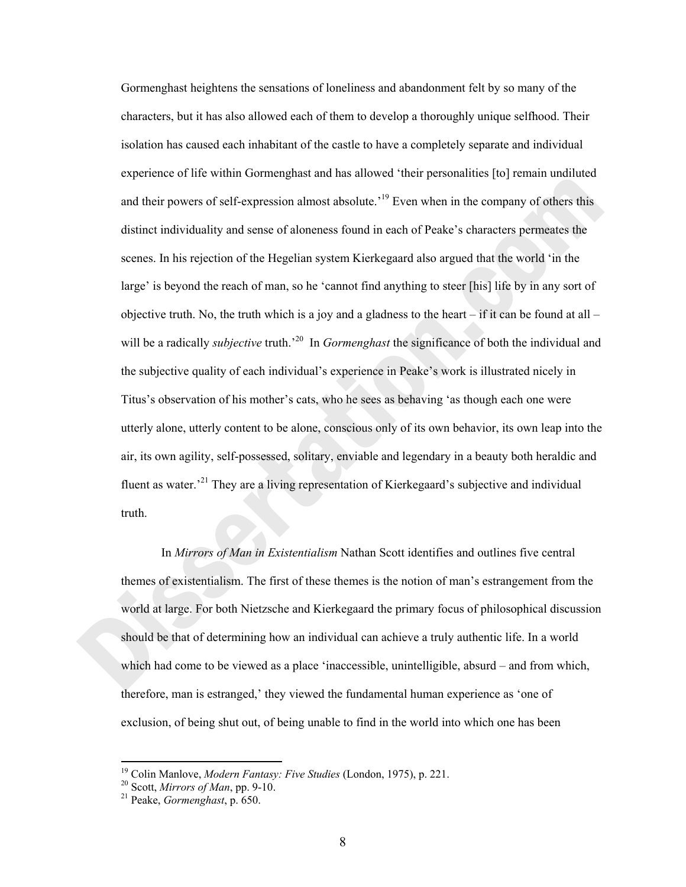Gormenghast heightens the sensations of loneliness and abandonment felt by so many of the characters, but it has also allowed each of them to develop a thoroughly unique selfhood. Their isolation has caused each inhabitant of the castle to have a completely separate and individual experience of life within Gormenghast and has allowed 'their personalities [to] remain undiluted and their powers of self-expression almost absolute.'[19] Even when in the company of others this distinct individuality and sense of aloneness found in each of Peake's characters permeates the scenes. In his rejection of the Hegelian system Kierkegaard also argued that the world 'in the large' is beyond the reach of man, so he 'cannot find anything to steer [his] life by in any sort of objective truth. No, the truth which is a joy and a gladness to the heart – if it can be found at all – will be a radically *subjective* truth.'[20] In *Gormenghast* the significance of both the individual and the subjective quality of each individual's experience in Peake's work is illustrated nicely in Titus's observation of his mother's cats, who he sees as behaving 'as though each one were utterly alone, utterly content to be alone, conscious only of its own behavior, its own leap into the air, its own agility, self-possessed, solitary, enviable and legendary in a beauty both heraldic and fluent as water.'[21] They are a living representation of Kierkegaard's subjective and individual truth.

In *Mirrors of Man in Existentialism* Nathan Scott identifies and outlines five central themes of existentialism. The first of these themes is the notion of man's estrangement from the world at large. For both Nietzsche and Kierkegaard the primary focus of philosophical discussion should be that of determining how an individual can achieve a truly authentic life. In a world which had come to be viewed as a place 'inaccessible, unintelligible, absurd – and from which, therefore, man is estranged,' they viewed the fundamental human experience as 'one of exclusion, of being shut out, of being unable to find in the world into which one has been

---

[19] Colin Manlove, *Modern Fantasy: Five Studies* (London, 1975), p. 221.
[20] Scott, *Mirrors of Man*, pp. 9-10.
[21] Peake, *Gormenghast*, p. 650.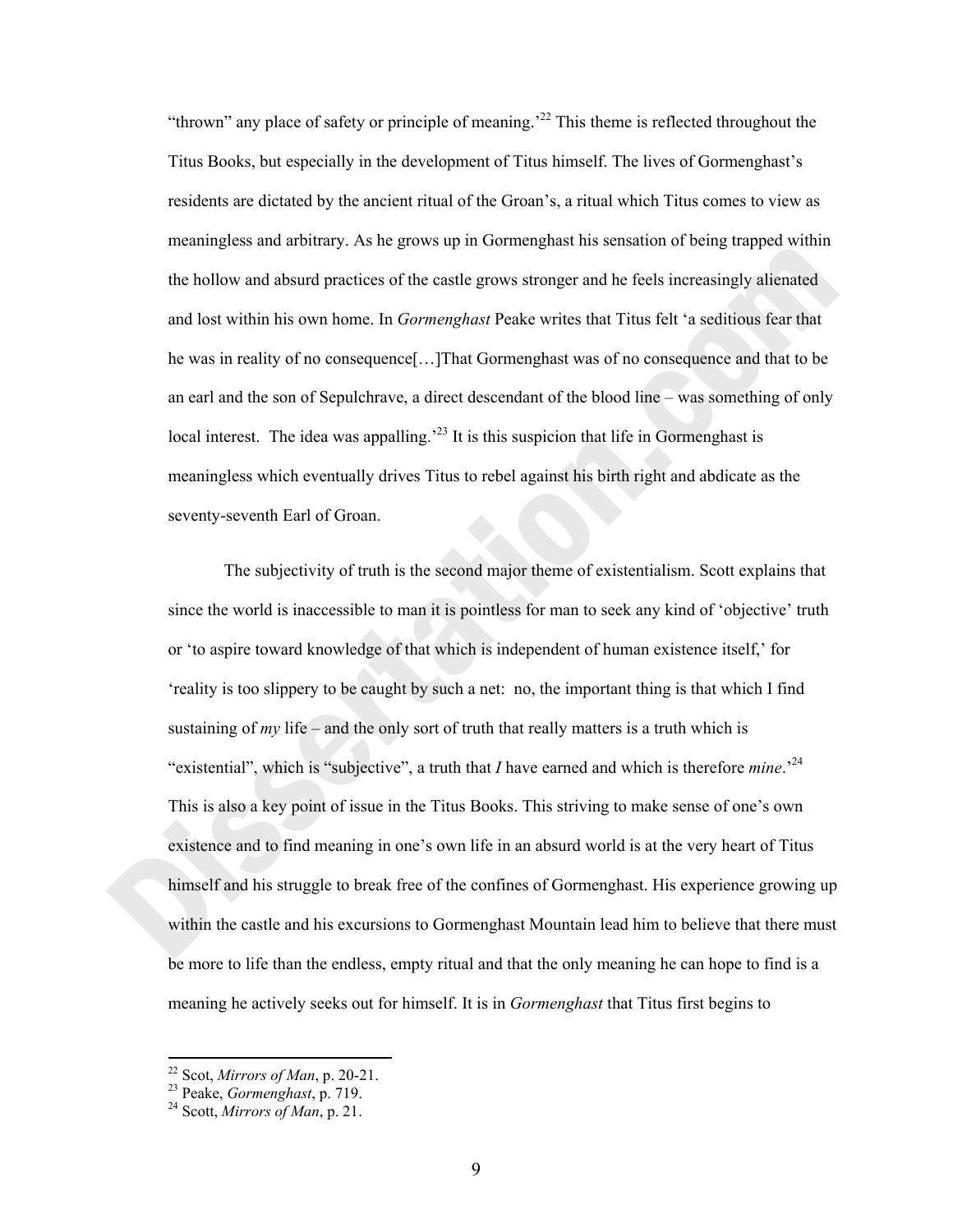"thrown" any place of safety or principle of meaning.'[22] This theme is reflected throughout the Titus Books, but especially in the development of Titus himself. The lives of Gormenghast's residents are dictated by the ancient ritual of the Groan's, a ritual which Titus comes to view as meaningless and arbitrary. As he grows up in Gormenghast his sensation of being trapped within the hollow and absurd practices of the castle grows stronger and he feels increasingly alienated and lost within his own home. In *Gormenghast* Peake writes that Titus felt 'a seditious fear that he was in reality of no consequence[…]That Gormenghast was of no consequence and that to be an earl and the son of Sepulchrave, a direct descendant of the blood line – was something of only local interest. The idea was appalling.'[23] It is this suspicion that life in Gormenghast is meaningless which eventually drives Titus to rebel against his birth right and abdicate as the seventy-seventh Earl of Groan.

The subjectivity of truth is the second major theme of existentialism. Scott explains that since the world is inaccessible to man it is pointless for man to seek any kind of 'objective' truth or 'to aspire toward knowledge of that which is independent of human existence itself,' for 'reality is too slippery to be caught by such a net: no, the important thing is that which I find sustaining of *my* life – and the only sort of truth that really matters is a truth which is "existential", which is "subjective", a truth that *I* have earned and which is therefore *mine*.'[24] This is also a key point of issue in the Titus Books. This striving to make sense of one's own existence and to find meaning in one's own life in an absurd world is at the very heart of Titus himself and his struggle to break free of the confines of Gormenghast. His experience growing up within the castle and his excursions to Gormenghast Mountain lead him to believe that there must be more to life than the endless, empty ritual and that the only meaning he can hope to find is a meaning he actively seeks out for himself. It is in *Gormenghast* that Titus first begins to

---

[22] Scot, *Mirrors of Man*, p. 20-21.

[23] Peake, *Gormenghast*, p. 719.

[24] Scott, *Mirrors of Man*, p. 21.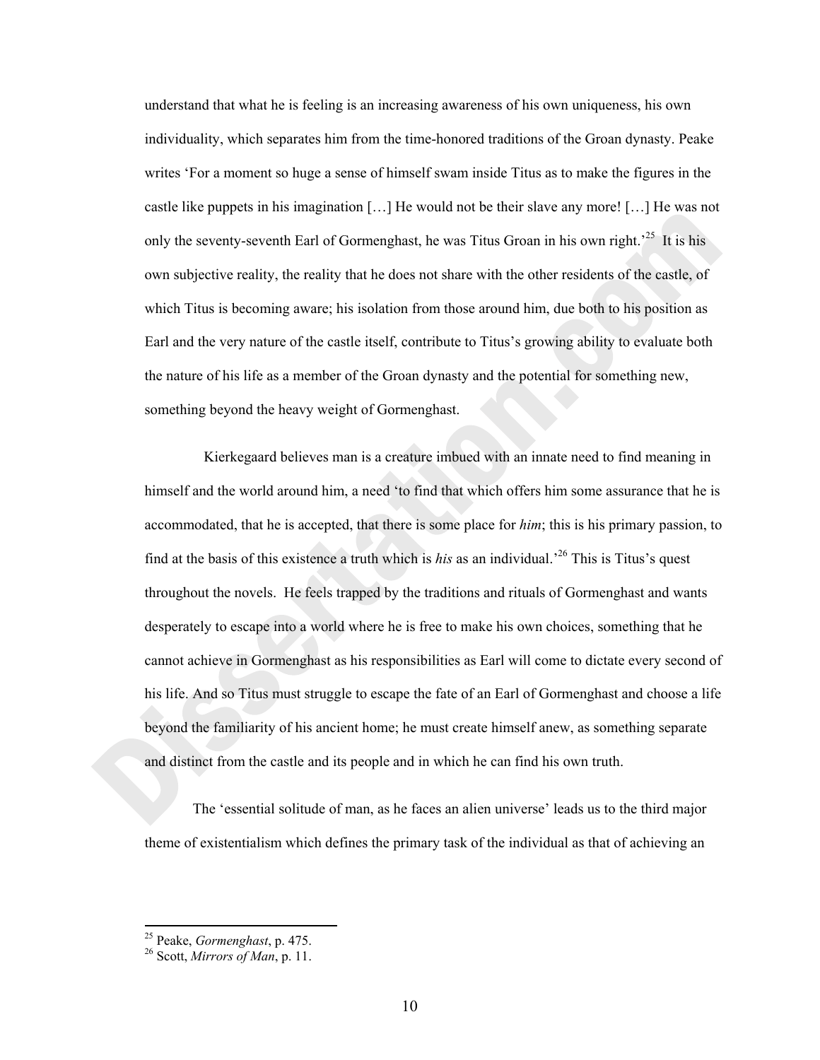understand that what he is feeling is an increasing awareness of his own uniqueness, his own individuality, which separates him from the time-honored traditions of the Groan dynasty. Peake writes 'For a moment so huge a sense of himself swam inside Titus as to make the figures in the castle like puppets in his imagination […] He would not be their slave any more! […] He was not only the seventy-seventh Earl of Gormenghast, he was Titus Groan in his own right.'[25] It is his own subjective reality, the reality that he does not share with the other residents of the castle, of which Titus is becoming aware; his isolation from those around him, due both to his position as Earl and the very nature of the castle itself, contribute to Titus's growing ability to evaluate both the nature of his life as a member of the Groan dynasty and the potential for something new, something beyond the heavy weight of Gormenghast.

Kierkegaard believes man is a creature imbued with an innate need to find meaning in himself and the world around him, a need 'to find that which offers him some assurance that he is accommodated, that he is accepted, that there is some place for *him*; this is his primary passion, to find at the basis of this existence a truth which is *his* as an individual.'[26] This is Titus's quest throughout the novels. He feels trapped by the traditions and rituals of Gormenghast and wants desperately to escape into a world where he is free to make his own choices, something that he cannot achieve in Gormenghast as his responsibilities as Earl will come to dictate every second of his life. And so Titus must struggle to escape the fate of an Earl of Gormenghast and choose a life beyond the familiarity of his ancient home; he must create himself anew, as something separate and distinct from the castle and its people and in which he can find his own truth.

The 'essential solitude of man, as he faces an alien universe' leads us to the third major theme of existentialism which defines the primary task of the individual as that of achieving an

---

[25] Peake, *Gormenghast*, p. 475.

[26] Scott, *Mirrors of Man*, p. 11.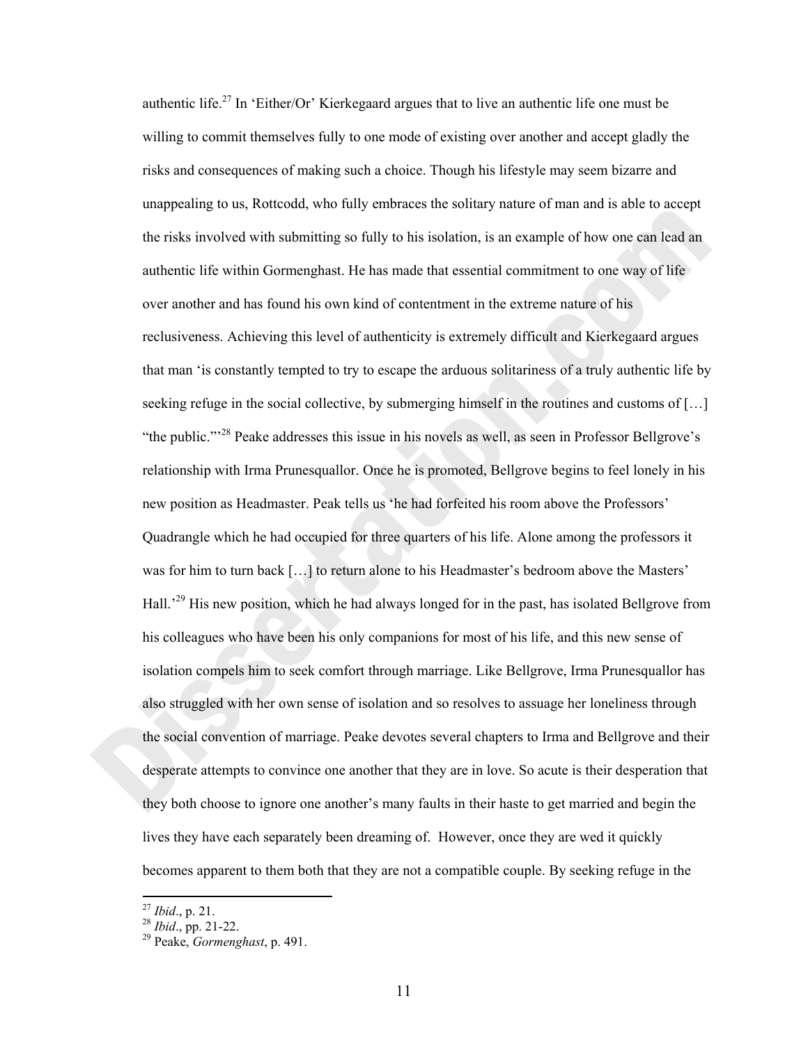authentic life.[27] In 'Either/Or' Kierkegaard argues that to live an authentic life one must be willing to commit themselves fully to one mode of existing over another and accept gladly the risks and consequences of making such a choice. Though his lifestyle may seem bizarre and unappealing to us, Rottcodd, who fully embraces the solitary nature of man and is able to accept the risks involved with submitting so fully to his isolation, is an example of how one can lead an authentic life within Gormenghast. He has made that essential commitment to one way of life over another and has found his own kind of contentment in the extreme nature of his reclusiveness. Achieving this level of authenticity is extremely difficult and Kierkegaard argues that man 'is constantly tempted to try to escape the arduous solitariness of a truly authentic life by seeking refuge in the social collective, by submerging himself in the routines and customs of […] "the public."'[28] Peake addresses this issue in his novels as well, as seen in Professor Bellgrove's relationship with Irma Prunesquallor. Once he is promoted, Bellgrove begins to feel lonely in his new position as Headmaster. Peak tells us 'he had forfeited his room above the Professors' Quadrangle which he had occupied for three quarters of his life. Alone among the professors it was for him to turn back […] to return alone to his Headmaster's bedroom above the Masters' Hall.'[29] His new position, which he had always longed for in the past, has isolated Bellgrove from his colleagues who have been his only companions for most of his life, and this new sense of isolation compels him to seek comfort through marriage. Like Bellgrove, Irma Prunesquallor has also struggled with her own sense of isolation and so resolves to assuage her loneliness through the social convention of marriage. Peake devotes several chapters to Irma and Bellgrove and their desperate attempts to convince one another that they are in love. So acute is their desperation that they both choose to ignore one another's many faults in their haste to get married and begin the lives they have each separately been dreaming of. However, once they are wed it quickly becomes apparent to them both that they are not a compatible couple. By seeking refuge in the

---

[27] *Ibid*., p. 21.

[28] *Ibid*., pp. 21-22.

[29] Peake, *Gormenghast*, p. 491.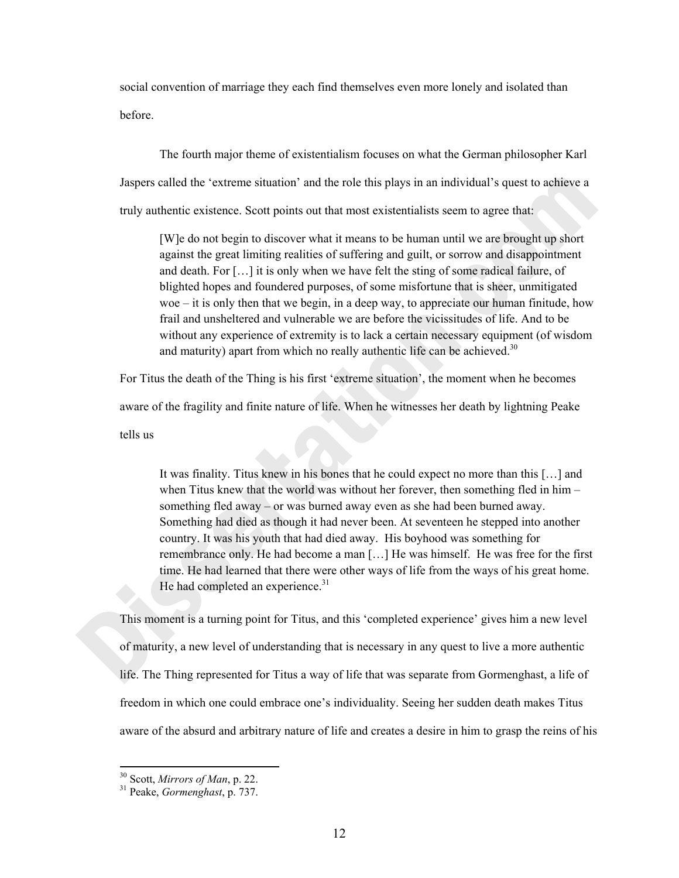social convention of marriage they each find themselves even more lonely and isolated than before.

The fourth major theme of existentialism focuses on what the German philosopher Karl Jaspers called the 'extreme situation' and the role this plays in an individual's quest to achieve a truly authentic existence. Scott points out that most existentialists seem to agree that:

> [W]e do not begin to discover what it means to be human until we are brought up short against the great limiting realities of suffering and guilt, or sorrow and disappointment and death. For […] it is only when we have felt the sting of some radical failure, of blighted hopes and foundered purposes, of some misfortune that is sheer, unmitigated woe – it is only then that we begin, in a deep way, to appreciate our human finitude, how frail and unsheltered and vulnerable we are before the vicissitudes of life. And to be without any experience of extremity is to lack a certain necessary equipment (of wisdom and maturity) apart from which no really authentic life can be achieved.[30]

For Titus the death of the Thing is his first 'extreme situation', the moment when he becomes aware of the fragility and finite nature of life. When he witnesses her death by lightning Peake tells us

> It was finality. Titus knew in his bones that he could expect no more than this […] and when Titus knew that the world was without her forever, then something fled in him – something fled away – or was burned away even as she had been burned away. Something had died as though it had never been. At seventeen he stepped into another country. It was his youth that had died away. His boyhood was something for remembrance only. He had become a man […] He was himself. He was free for the first time. He had learned that there were other ways of life from the ways of his great home. He had completed an experience.[31]

This moment is a turning point for Titus, and this 'completed experience' gives him a new level of maturity, a new level of understanding that is necessary in any quest to live a more authentic life. The Thing represented for Titus a way of life that was separate from Gormenghast, a life of freedom in which one could embrace one's individuality. Seeing her sudden death makes Titus aware of the absurd and arbitrary nature of life and creates a desire in him to grasp the reins of his

---

[30] Scott, *Mirrors of Man*, p. 22.

[31] Peake, *Gormenghast*, p. 737.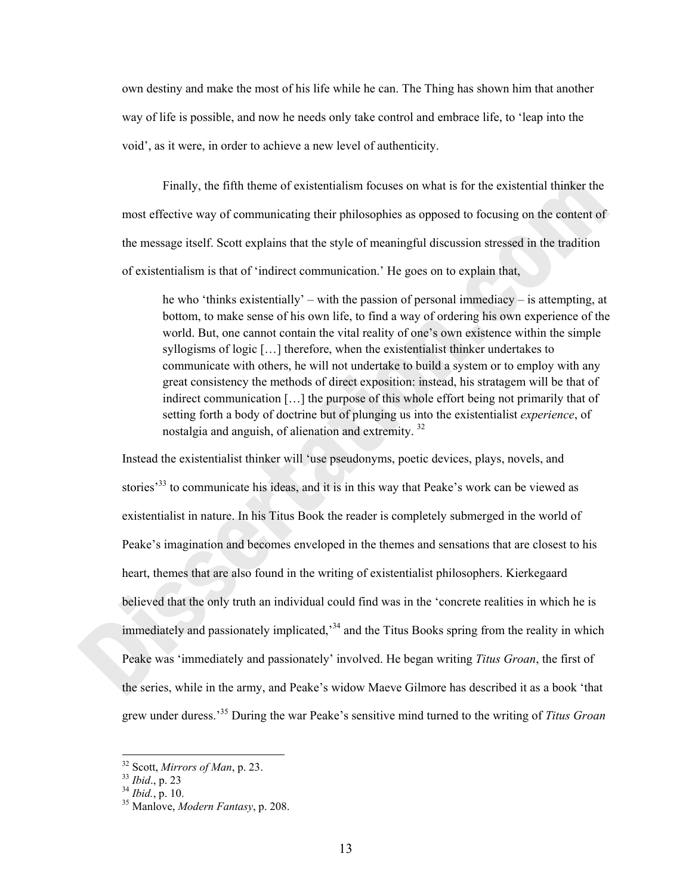own destiny and make the most of his life while he can. The Thing has shown him that another way of life is possible, and now he needs only take control and embrace life, to 'leap into the void', as it were, in order to achieve a new level of authenticity.

Finally, the fifth theme of existentialism focuses on what is for the existential thinker the most effective way of communicating their philosophies as opposed to focusing on the content of the message itself. Scott explains that the style of meaningful discussion stressed in the tradition of existentialism is that of 'indirect communication.' He goes on to explain that,

> he who 'thinks existentially' – with the passion of personal immediacy – is attempting, at bottom, to make sense of his own life, to find a way of ordering his own experience of the world. But, one cannot contain the vital reality of one's own existence within the simple syllogisms of logic […] therefore, when the existentialist thinker undertakes to communicate with others, he will not undertake to build a system or to employ with any great consistency the methods of direct exposition: instead, his stratagem will be that of indirect communication […] the purpose of this whole effort being not primarily that of setting forth a body of doctrine but of plunging us into the existentialist *experience*, of nostalgia and anguish, of alienation and extremity. [32]

Instead the existentialist thinker will 'use pseudonyms, poetic devices, plays, novels, and stories'[33] to communicate his ideas, and it is in this way that Peake's work can be viewed as existentialist in nature. In his Titus Book the reader is completely submerged in the world of Peake's imagination and becomes enveloped in the themes and sensations that are closest to his heart, themes that are also found in the writing of existentialist philosophers. Kierkegaard believed that the only truth an individual could find was in the 'concrete realities in which he is immediately and passionately implicated,'[34] and the Titus Books spring from the reality in which Peake was 'immediately and passionately' involved. He began writing *Titus Groan*, the first of the series, while in the army, and Peake's widow Maeve Gilmore has described it as a book 'that grew under duress.'[35] During the war Peake's sensitive mind turned to the writing of *Titus Groan*

---

[32] Scott, *Mirrors of Man*, p. 23.
[33] *Ibid*., p. 23
[34] *Ibid.*, p. 10.
[35] Manlove, *Modern Fantasy*, p. 208.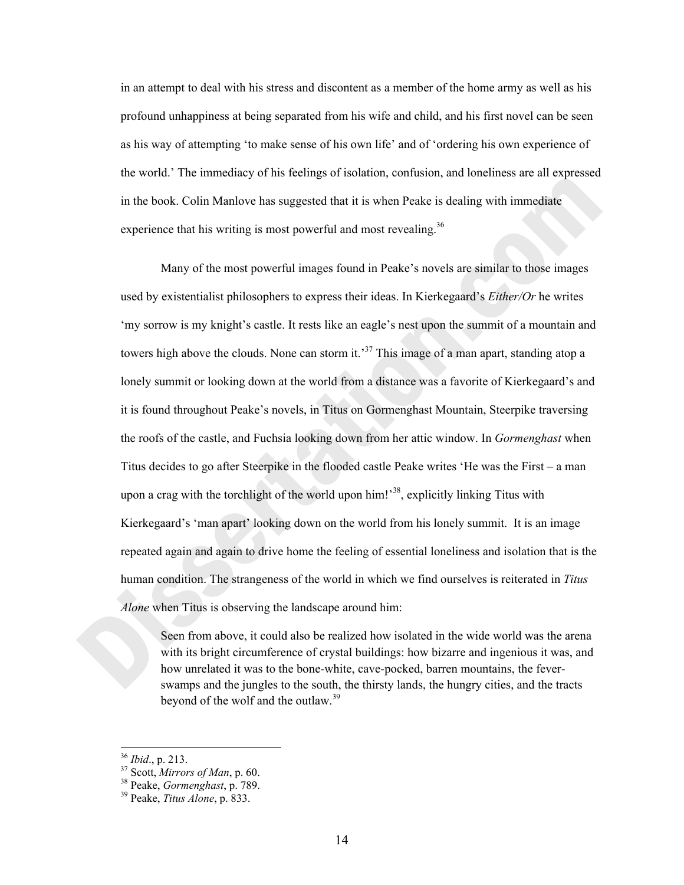in an attempt to deal with his stress and discontent as a member of the home army as well as his profound unhappiness at being separated from his wife and child, and his first novel can be seen as his way of attempting 'to make sense of his own life' and of 'ordering his own experience of the world.' The immediacy of his feelings of isolation, confusion, and loneliness are all expressed in the book. Colin Manlove has suggested that it is when Peake is dealing with immediate experience that his writing is most powerful and most revealing.[36]

Many of the most powerful images found in Peake's novels are similar to those images used by existentialist philosophers to express their ideas. In Kierkegaard's *Either/Or* he writes 'my sorrow is my knight's castle. It rests like an eagle's nest upon the summit of a mountain and towers high above the clouds. None can storm it.'[37] This image of a man apart, standing atop a lonely summit or looking down at the world from a distance was a favorite of Kierkegaard's and it is found throughout Peake's novels, in Titus on Gormenghast Mountain, Steerpike traversing the roofs of the castle, and Fuchsia looking down from her attic window. In *Gormenghast* when Titus decides to go after Steerpike in the flooded castle Peake writes 'He was the First – a man upon a crag with the torchlight of the world upon him!'[38], explicitly linking Titus with Kierkegaard's 'man apart' looking down on the world from his lonely summit. It is an image repeated again and again to drive home the feeling of essential loneliness and isolation that is the human condition. The strangeness of the world in which we find ourselves is reiterated in *Titus Alone* when Titus is observing the landscape around him:

> Seen from above, it could also be realized how isolated in the wide world was the arena with its bright circumference of crystal buildings: how bizarre and ingenious it was, and how unrelated it was to the bone-white, cave-pocked, barren mountains, the fever-swamps and the jungles to the south, the thirsty lands, the hungry cities, and the tracts beyond of the wolf and the outlaw.[39]

---

[36] *Ibid*., p. 213.
[37] Scott, *Mirrors of Man*, p. 60.
[38] Peake, *Gormenghast*, p. 789.
[39] Peake, *Titus Alone*, p. 833.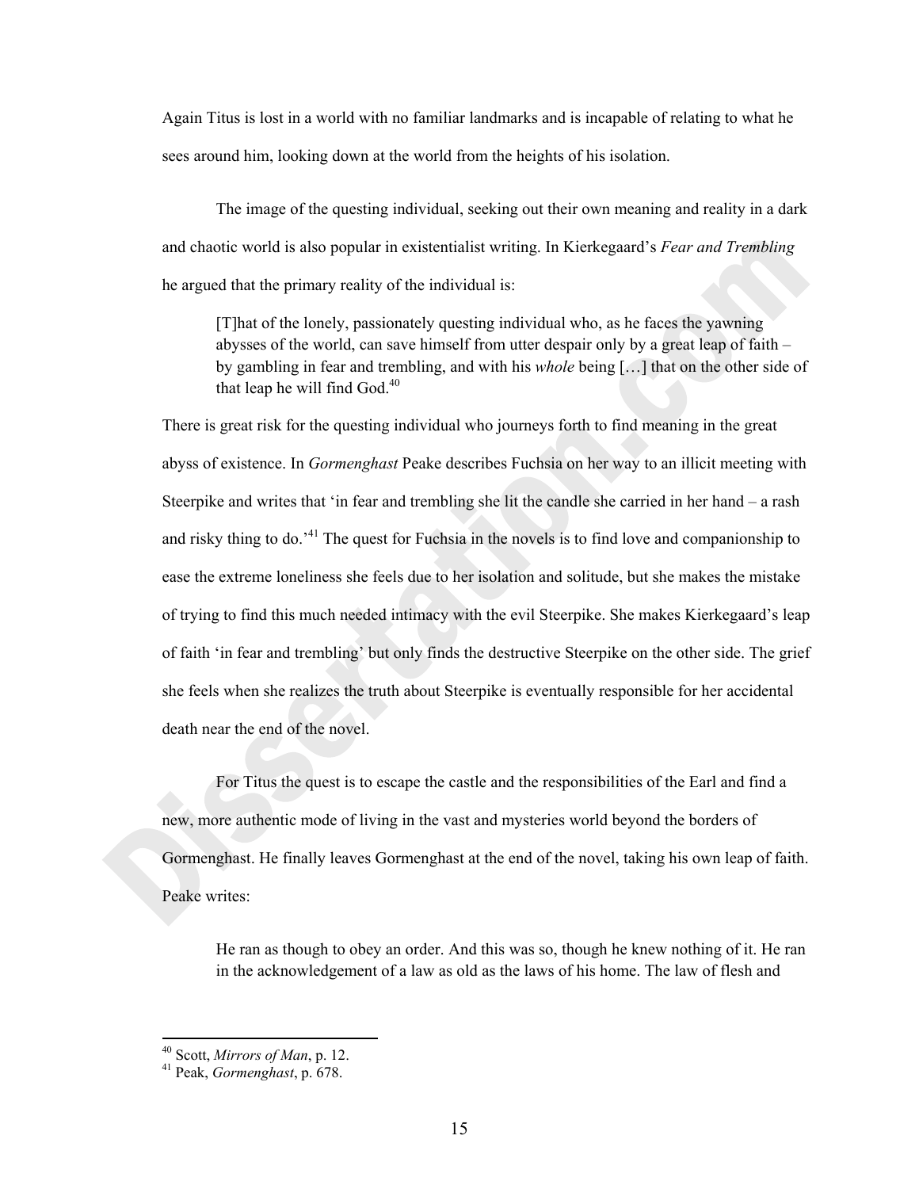Again Titus is lost in a world with no familiar landmarks and is incapable of relating to what he sees around him, looking down at the world from the heights of his isolation.

The image of the questing individual, seeking out their own meaning and reality in a dark and chaotic world is also popular in existentialist writing. In Kierkegaard's *Fear and Trembling* he argued that the primary reality of the individual is:

> [T]hat of the lonely, passionately questing individual who, as he faces the yawning abysses of the world, can save himself from utter despair only by a great leap of faith – by gambling in fear and trembling, and with his *whole* being […] that on the other side of that leap he will find God.[40]

There is great risk for the questing individual who journeys forth to find meaning in the great abyss of existence. In *Gormenghast* Peake describes Fuchsia on her way to an illicit meeting with Steerpike and writes that 'in fear and trembling she lit the candle she carried in her hand – a rash and risky thing to do.'[41] The quest for Fuchsia in the novels is to find love and companionship to ease the extreme loneliness she feels due to her isolation and solitude, but she makes the mistake of trying to find this much needed intimacy with the evil Steerpike. She makes Kierkegaard's leap of faith 'in fear and trembling' but only finds the destructive Steerpike on the other side. The grief she feels when she realizes the truth about Steerpike is eventually responsible for her accidental death near the end of the novel.

For Titus the quest is to escape the castle and the responsibilities of the Earl and find a new, more authentic mode of living in the vast and mysteries world beyond the borders of Gormenghast. He finally leaves Gormenghast at the end of the novel, taking his own leap of faith. Peake writes:

> He ran as though to obey an order. And this was so, though he knew nothing of it. He ran in the acknowledgement of a law as old as the laws of his home. The law of flesh and

---

[40] Scott, *Mirrors of Man*, p. 12.

[41] Peak, *Gormenghast*, p. 678.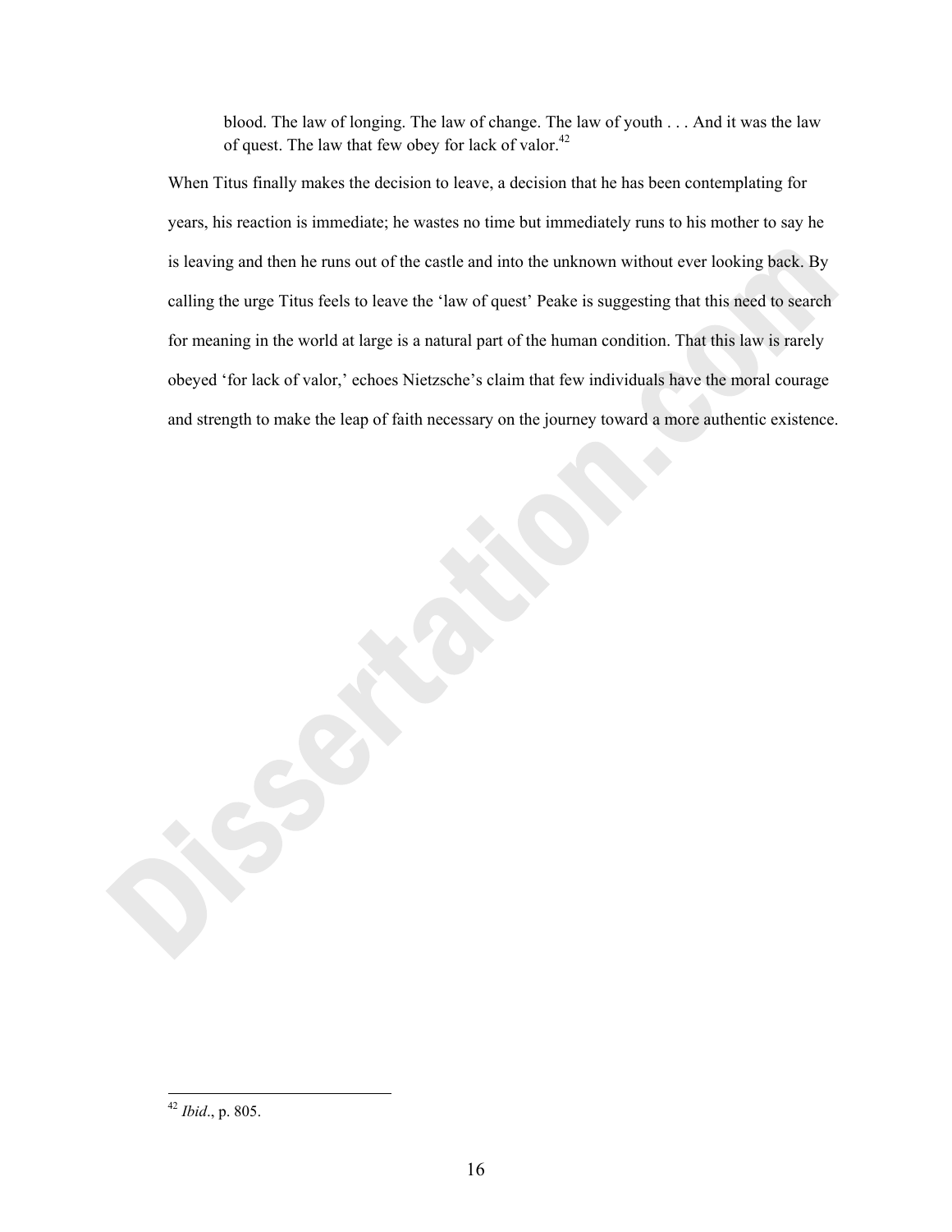> blood. The law of longing. The law of change. The law of youth . . . And it was the law of quest. The law that few obey for lack of valor.[42]

When Titus finally makes the decision to leave, a decision that he has been contemplating for years, his reaction is immediate; he wastes no time but immediately runs to his mother to say he is leaving and then he runs out of the castle and into the unknown without ever looking back. By calling the urge Titus feels to leave the 'law of quest' Peake is suggesting that this need to search for meaning in the world at large is a natural part of the human condition. That this law is rarely obeyed 'for lack of valor,' echoes Nietzsche's claim that few individuals have the moral courage and strength to make the leap of faith necessary on the journey toward a more authentic existence.

---

[42] *Ibid*., p. 805.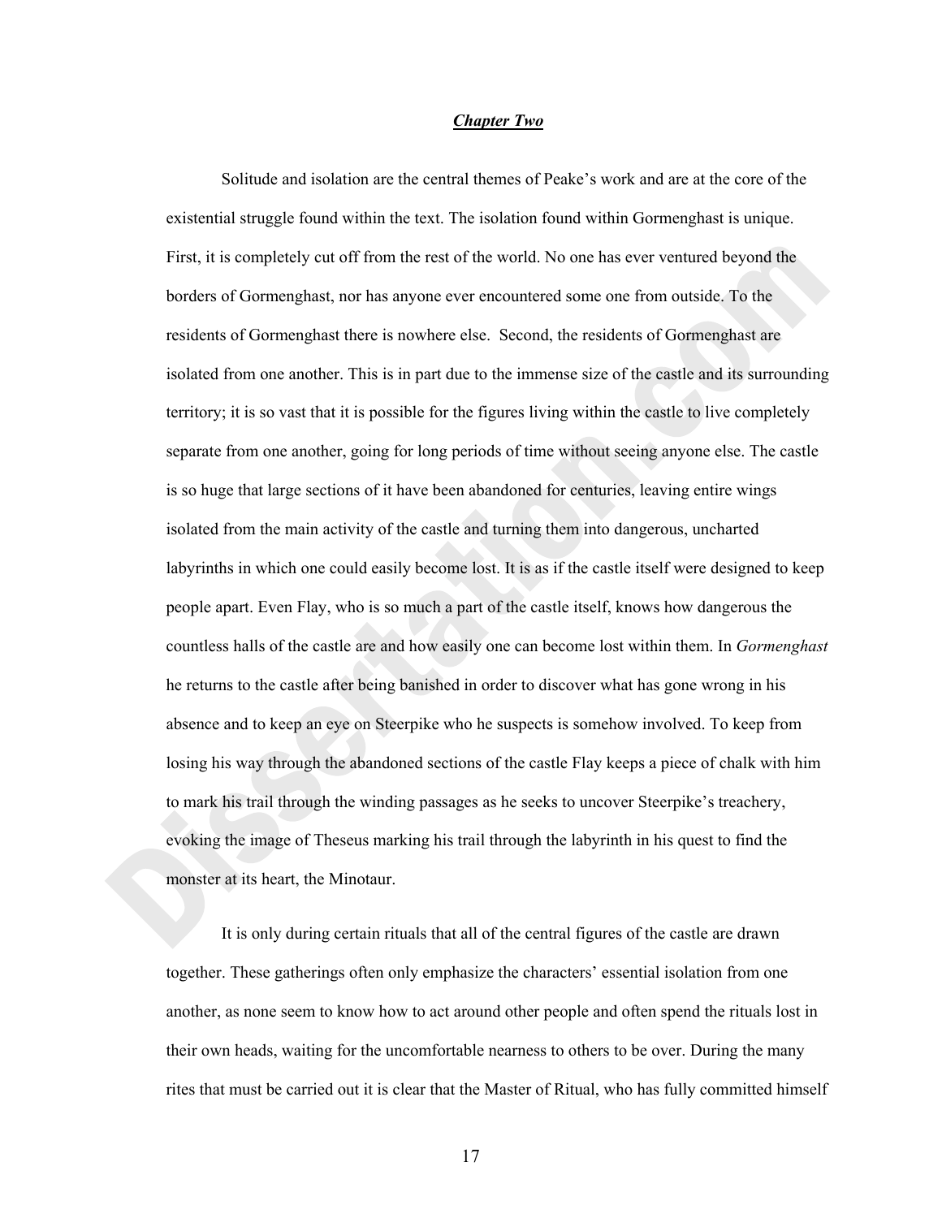## ***Chapter Two***

Solitude and isolation are the central themes of Peake's work and are at the core of the existential struggle found within the text. The isolation found within Gormenghast is unique. First, it is completely cut off from the rest of the world. No one has ever ventured beyond the borders of Gormenghast, nor has anyone ever encountered some one from outside. To the residents of Gormenghast there is nowhere else. Second, the residents of Gormenghast are isolated from one another. This is in part due to the immense size of the castle and its surrounding territory; it is so vast that it is possible for the figures living within the castle to live completely separate from one another, going for long periods of time without seeing anyone else. The castle is so huge that large sections of it have been abandoned for centuries, leaving entire wings isolated from the main activity of the castle and turning them into dangerous, uncharted labyrinths in which one could easily become lost. It is as if the castle itself were designed to keep people apart. Even Flay, who is so much a part of the castle itself, knows how dangerous the countless halls of the castle are and how easily one can become lost within them. In *Gormenghast* he returns to the castle after being banished in order to discover what has gone wrong in his absence and to keep an eye on Steerpike who he suspects is somehow involved. To keep from losing his way through the abandoned sections of the castle Flay keeps a piece of chalk with him to mark his trail through the winding passages as he seeks to uncover Steerpike's treachery, evoking the image of Theseus marking his trail through the labyrinth in his quest to find the monster at its heart, the Minotaur.

It is only during certain rituals that all of the central figures of the castle are drawn together. These gatherings often only emphasize the characters' essential isolation from one another, as none seem to know how to act around other people and often spend the rituals lost in their own heads, waiting for the uncomfortable nearness to others to be over. During the many rites that must be carried out it is clear that the Master of Ritual, who has fully committed himself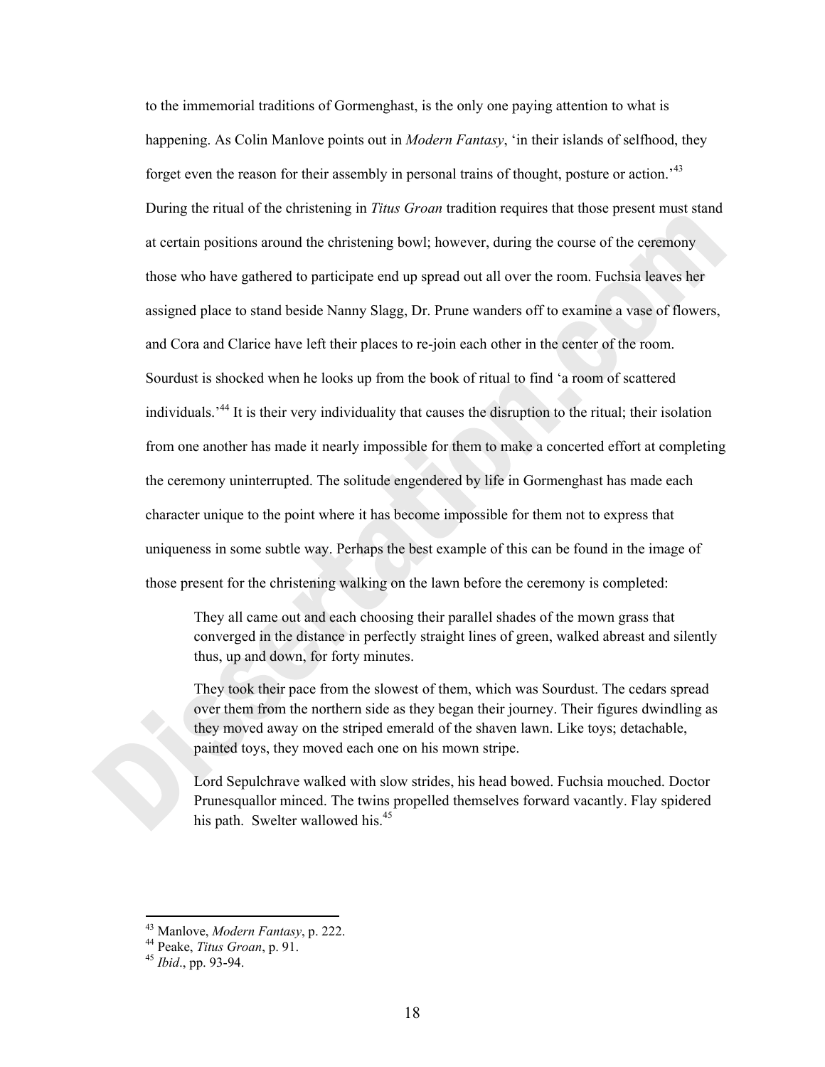to the immemorial traditions of Gormenghast, is the only one paying attention to what is happening. As Colin Manlove points out in *Modern Fantasy*, 'in their islands of selfhood, they forget even the reason for their assembly in personal trains of thought, posture or action.'[43] During the ritual of the christening in *Titus Groan* tradition requires that those present must stand at certain positions around the christening bowl; however, during the course of the ceremony those who have gathered to participate end up spread out all over the room. Fuchsia leaves her assigned place to stand beside Nanny Slagg, Dr. Prune wanders off to examine a vase of flowers, and Cora and Clarice have left their places to re-join each other in the center of the room. Sourdust is shocked when he looks up from the book of ritual to find 'a room of scattered individuals.'[44] It is their very individuality that causes the disruption to the ritual; their isolation from one another has made it nearly impossible for them to make a concerted effort at completing the ceremony uninterrupted. The solitude engendered by life in Gormenghast has made each character unique to the point where it has become impossible for them not to express that uniqueness in some subtle way. Perhaps the best example of this can be found in the image of those present for the christening walking on the lawn before the ceremony is completed:

> They all came out and each choosing their parallel shades of the mown grass that converged in the distance in perfectly straight lines of green, walked abreast and silently thus, up and down, for forty minutes.
>
> They took their pace from the slowest of them, which was Sourdust. The cedars spread over them from the northern side as they began their journey. Their figures dwindling as they moved away on the striped emerald of the shaven lawn. Like toys; detachable, painted toys, they moved each one on his mown stripe.
>
> Lord Sepulchrave walked with slow strides, his head bowed. Fuchsia mouched. Doctor Prunesquallor minced. The twins propelled themselves forward vacantly. Flay spidered his path. Swelter wallowed his.[45]

---

[43] Manlove, *Modern Fantasy*, p. 222.
[44] Peake, *Titus Groan*, p. 91.
[45] *Ibid*., pp. 93-94.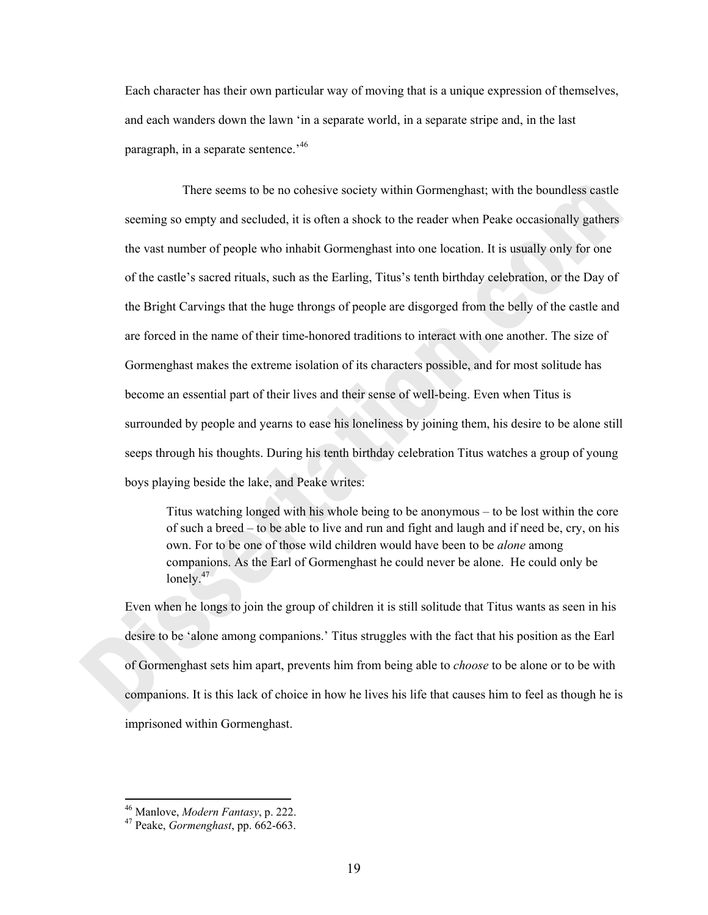Each character has their own particular way of moving that is a unique expression of themselves, and each wanders down the lawn 'in a separate world, in a separate stripe and, in the last paragraph, in a separate sentence.'[46]

There seems to be no cohesive society within Gormenghast; with the boundless castle seeming so empty and secluded, it is often a shock to the reader when Peake occasionally gathers the vast number of people who inhabit Gormenghast into one location. It is usually only for one of the castle's sacred rituals, such as the Earling, Titus's tenth birthday celebration, or the Day of the Bright Carvings that the huge throngs of people are disgorged from the belly of the castle and are forced in the name of their time-honored traditions to interact with one another. The size of Gormenghast makes the extreme isolation of its characters possible, and for most solitude has become an essential part of their lives and their sense of well-being. Even when Titus is surrounded by people and yearns to ease his loneliness by joining them, his desire to be alone still seeps through his thoughts. During his tenth birthday celebration Titus watches a group of young boys playing beside the lake, and Peake writes:

> Titus watching longed with his whole being to be anonymous – to be lost within the core of such a breed – to be able to live and run and fight and laugh and if need be, cry, on his own. For to be one of those wild children would have been to be *alone* among companions. As the Earl of Gormenghast he could never be alone. He could only be lonely.[47]

Even when he longs to join the group of children it is still solitude that Titus wants as seen in his desire to be 'alone among companions.' Titus struggles with the fact that his position as the Earl of Gormenghast sets him apart, prevents him from being able to *choose* to be alone or to be with companions. It is this lack of choice in how he lives his life that causes him to feel as though he is imprisoned within Gormenghast.

---

[46] Manlove, *Modern Fantasy*, p. 222.
[47] Peake, *Gormenghast*, pp. 662-663.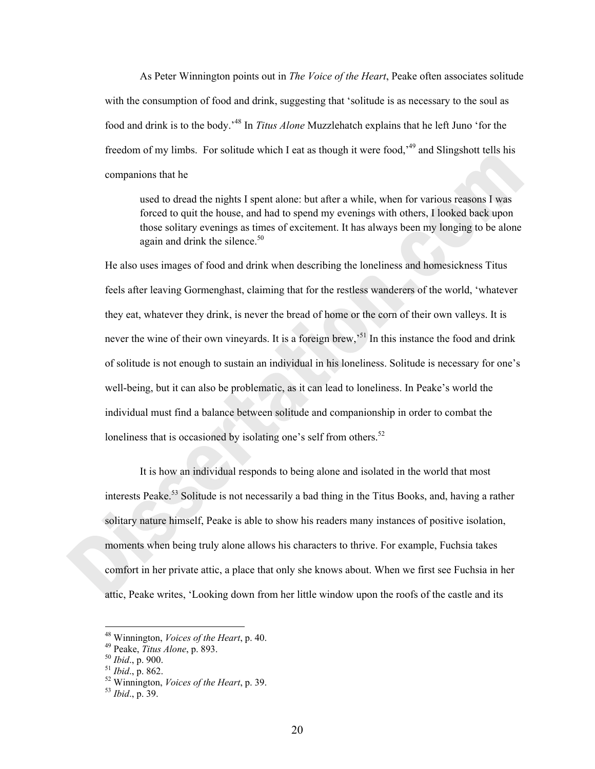As Peter Winnington points out in *The Voice of the Heart*, Peake often associates solitude with the consumption of food and drink, suggesting that 'solitude is as necessary to the soul as food and drink is to the body.'[48] In *Titus Alone* Muzzlehatch explains that he left Juno 'for the freedom of my limbs. For solitude which I eat as though it were food,'[49] and Slingshott tells his companions that he

> used to dread the nights I spent alone: but after a while, when for various reasons I was forced to quit the house, and had to spend my evenings with others, I looked back upon those solitary evenings as times of excitement. It has always been my longing to be alone again and drink the silence.[50]

He also uses images of food and drink when describing the loneliness and homesickness Titus feels after leaving Gormenghast, claiming that for the restless wanderers of the world, 'whatever they eat, whatever they drink, is never the bread of home or the corn of their own valleys. It is never the wine of their own vineyards. It is a foreign brew,'[51] In this instance the food and drink of solitude is not enough to sustain an individual in his loneliness. Solitude is necessary for one's well-being, but it can also be problematic, as it can lead to loneliness. In Peake's world the individual must find a balance between solitude and companionship in order to combat the loneliness that is occasioned by isolating one's self from others.[52]

It is how an individual responds to being alone and isolated in the world that most interests Peake.[53] Solitude is not necessarily a bad thing in the Titus Books, and, having a rather solitary nature himself, Peake is able to show his readers many instances of positive isolation, moments when being truly alone allows his characters to thrive. For example, Fuchsia takes comfort in her private attic, a place that only she knows about. When we first see Fuchsia in her attic, Peake writes, 'Looking down from her little window upon the roofs of the castle and its

---

[48] Winnington, *Voices of the Heart*, p. 40.
[49] Peake, *Titus Alone*, p. 893.
[50] *Ibid*., p. 900.
[51] *Ibid*., p. 862.
[52] Winnington, *Voices of the Heart*, p. 39.
[53] *Ibid*., p. 39.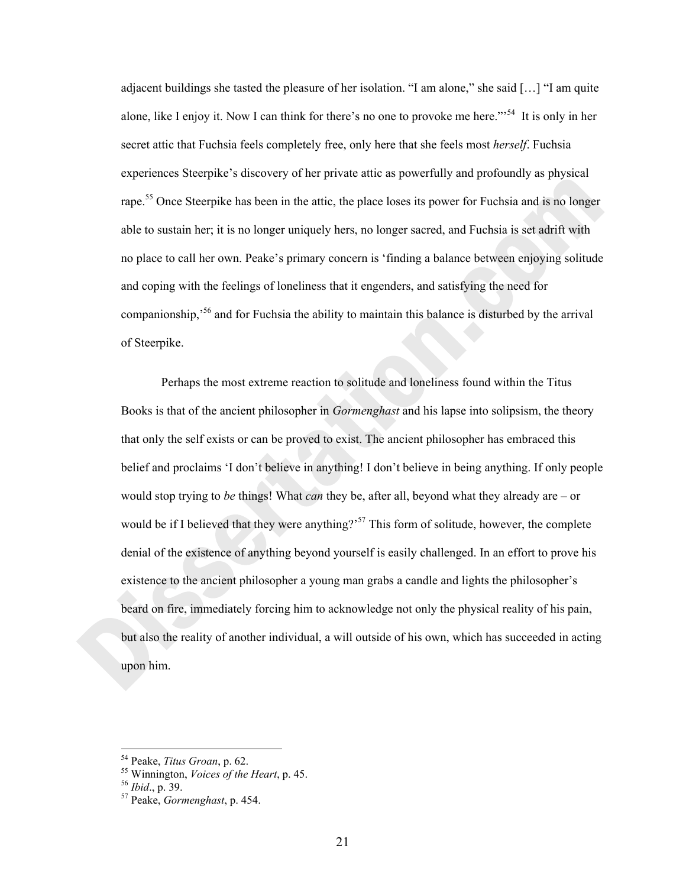adjacent buildings she tasted the pleasure of her isolation. "I am alone," she said […] "I am quite alone, like I enjoy it. Now I can think for there's no one to provoke me here."'[54] It is only in her secret attic that Fuchsia feels completely free, only here that she feels most *herself*. Fuchsia experiences Steerpike's discovery of her private attic as powerfully and profoundly as physical rape.[55] Once Steerpike has been in the attic, the place loses its power for Fuchsia and is no longer able to sustain her; it is no longer uniquely hers, no longer sacred, and Fuchsia is set adrift with no place to call her own. Peake's primary concern is 'finding a balance between enjoying solitude and coping with the feelings of loneliness that it engenders, and satisfying the need for companionship,'[56] and for Fuchsia the ability to maintain this balance is disturbed by the arrival of Steerpike.

Perhaps the most extreme reaction to solitude and loneliness found within the Titus Books is that of the ancient philosopher in *Gormenghast* and his lapse into solipsism, the theory that only the self exists or can be proved to exist. The ancient philosopher has embraced this belief and proclaims 'I don't believe in anything! I don't believe in being anything. If only people would stop trying to *be* things! What *can* they be, after all, beyond what they already are – or would be if I believed that they were anything?'[57] This form of solitude, however, the complete denial of the existence of anything beyond yourself is easily challenged. In an effort to prove his existence to the ancient philosopher a young man grabs a candle and lights the philosopher's beard on fire, immediately forcing him to acknowledge not only the physical reality of his pain, but also the reality of another individual, a will outside of his own, which has succeeded in acting upon him.

---

[54] Peake, *Titus Groan*, p. 62.
[55] Winnington, *Voices of the Heart*, p. 45.
[56] *Ibid*., p. 39.
[57] Peake, *Gormenghast*, p. 454.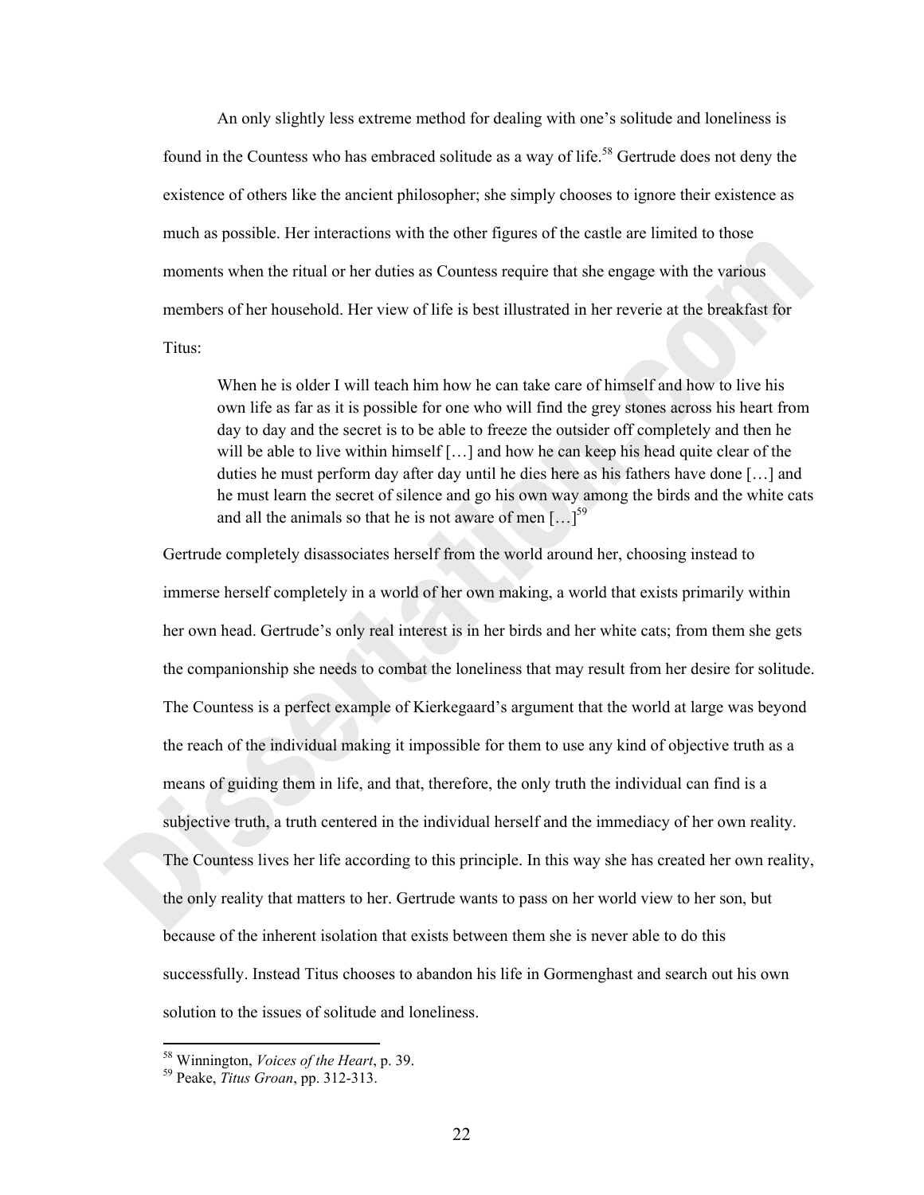An only slightly less extreme method for dealing with one's solitude and loneliness is found in the Countess who has embraced solitude as a way of life.[58] Gertrude does not deny the existence of others like the ancient philosopher; she simply chooses to ignore their existence as much as possible. Her interactions with the other figures of the castle are limited to those moments when the ritual or her duties as Countess require that she engage with the various members of her household. Her view of life is best illustrated in her reverie at the breakfast for Titus:

> When he is older I will teach him how he can take care of himself and how to live his own life as far as it is possible for one who will find the grey stones across his heart from day to day and the secret is to be able to freeze the outsider off completely and then he will be able to live within himself […] and how he can keep his head quite clear of the duties he must perform day after day until he dies here as his fathers have done […] and he must learn the secret of silence and go his own way among the birds and the white cats and all the animals so that he is not aware of men […][59]

Gertrude completely disassociates herself from the world around her, choosing instead to immerse herself completely in a world of her own making, a world that exists primarily within her own head. Gertrude's only real interest is in her birds and her white cats; from them she gets the companionship she needs to combat the loneliness that may result from her desire for solitude. The Countess is a perfect example of Kierkegaard's argument that the world at large was beyond the reach of the individual making it impossible for them to use any kind of objective truth as a means of guiding them in life, and that, therefore, the only truth the individual can find is a subjective truth, a truth centered in the individual herself and the immediacy of her own reality. The Countess lives her life according to this principle. In this way she has created her own reality, the only reality that matters to her. Gertrude wants to pass on her world view to her son, but because of the inherent isolation that exists between them she is never able to do this successfully. Instead Titus chooses to abandon his life in Gormenghast and search out his own solution to the issues of solitude and loneliness.

---

[58] Winnington, *Voices of the Heart*, p. 39.

[59] Peake, *Titus Groan*, pp. 312-313.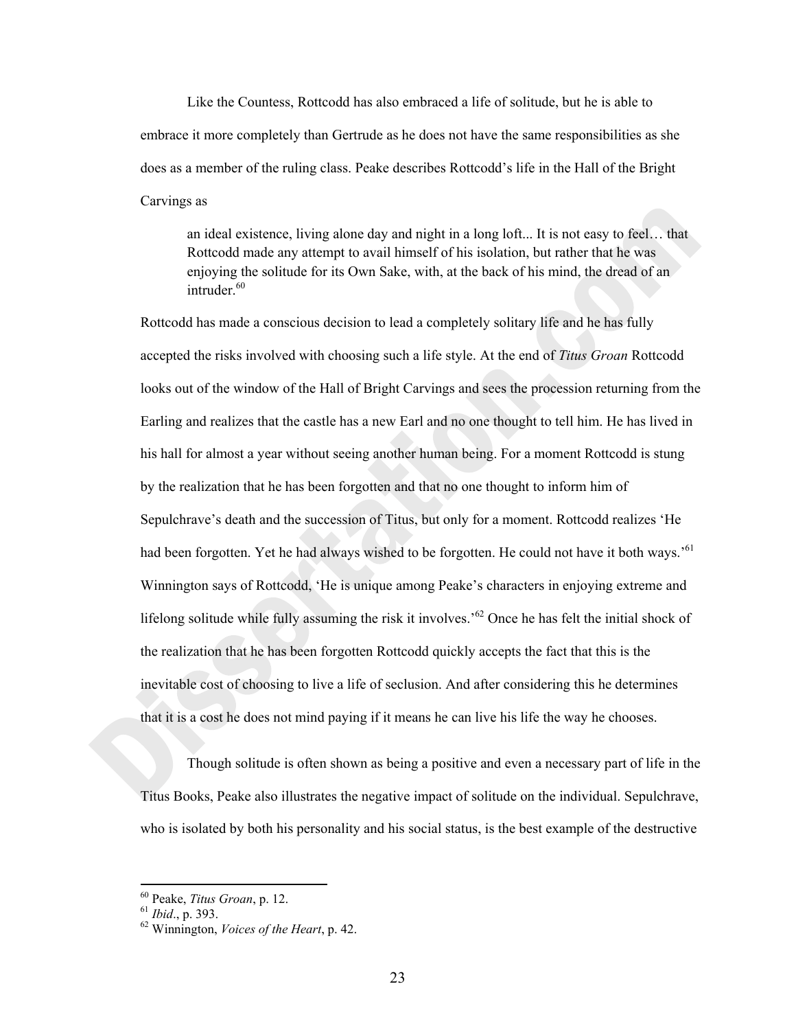Like the Countess, Rottcodd has also embraced a life of solitude, but he is able to embrace it more completely than Gertrude as he does not have the same responsibilities as she does as a member of the ruling class. Peake describes Rottcodd's life in the Hall of the Bright Carvings as

> an ideal existence, living alone day and night in a long loft... It is not easy to feel… that Rottcodd made any attempt to avail himself of his isolation, but rather that he was enjoying the solitude for its Own Sake, with, at the back of his mind, the dread of an intruder.[60]

Rottcodd has made a conscious decision to lead a completely solitary life and he has fully accepted the risks involved with choosing such a life style. At the end of *Titus Groan* Rottcodd looks out of the window of the Hall of Bright Carvings and sees the procession returning from the Earling and realizes that the castle has a new Earl and no one thought to tell him. He has lived in his hall for almost a year without seeing another human being. For a moment Rottcodd is stung by the realization that he has been forgotten and that no one thought to inform him of Sepulchrave's death and the succession of Titus, but only for a moment. Rottcodd realizes 'He had been forgotten. Yet he had always wished to be forgotten. He could not have it both ways.'[61] Winnington says of Rottcodd, 'He is unique among Peake's characters in enjoying extreme and lifelong solitude while fully assuming the risk it involves.'[62] Once he has felt the initial shock of the realization that he has been forgotten Rottcodd quickly accepts the fact that this is the inevitable cost of choosing to live a life of seclusion. And after considering this he determines that it is a cost he does not mind paying if it means he can live his life the way he chooses.

Though solitude is often shown as being a positive and even a necessary part of life in the Titus Books, Peake also illustrates the negative impact of solitude on the individual. Sepulchrave, who is isolated by both his personality and his social status, is the best example of the destructive

---

[60] Peake, *Titus Groan*, p. 12.
[61] *Ibid*., p. 393.
[62] Winnington, *Voices of the Heart*, p. 42.